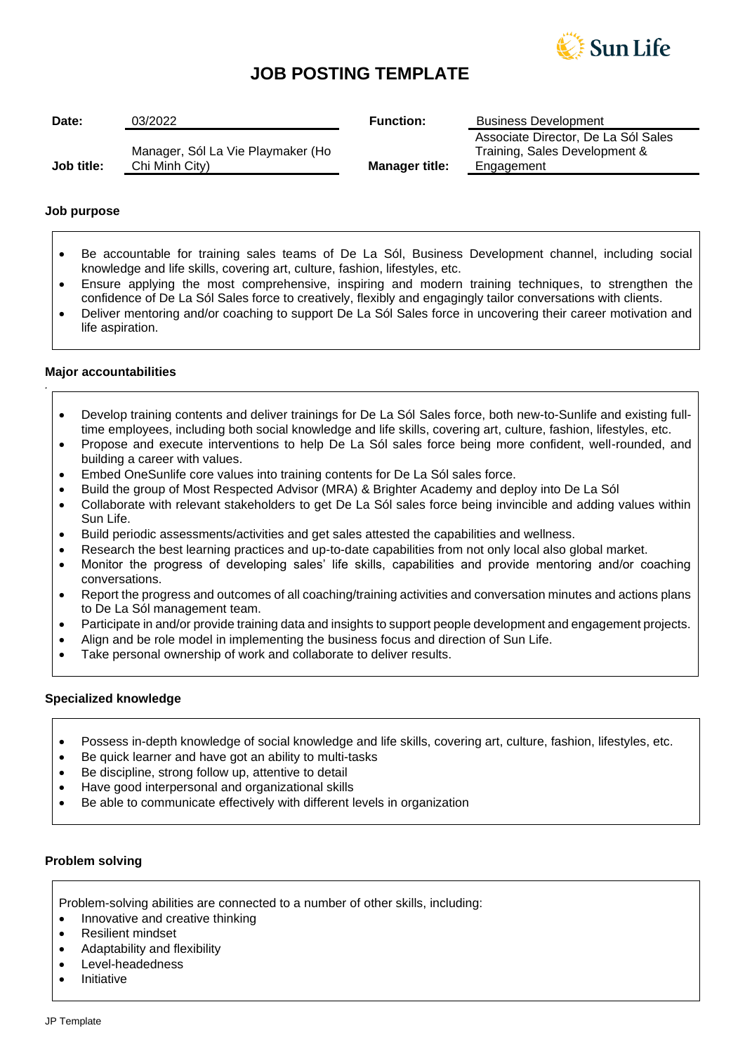# JOB POSTING TEMPLATE

| | | | |
|---|---|---|---|
| **Date:** | 03/2022 | **Function:** | Business Development |
| **Job title:** | Manager, Sól La Vie Playmaker (Ho Chi Minh City) | **Manager title:** | Associate Director, De La Sól Sales Training, Sales Development & Engagement |

### Job purpose

- Be accountable for training sales teams of De La Sól, Business Development channel, including social knowledge and life skills, covering art, culture, fashion, lifestyles, etc.
- Ensure applying the most comprehensive, inspiring and modern training techniques, to strengthen the confidence of De La Sól Sales force to creatively, flexibly and engagingly tailor conversations with clients.
- Deliver mentoring and/or coaching to support De La Sól Sales force in uncovering their career motivation and life aspiration.

### Major accountabilities

- Develop training contents and deliver trainings for De La Sól Sales force, both new-to-Sunlife and existing full-time employees, including both social knowledge and life skills, covering art, culture, fashion, lifestyles, etc.
- Propose and execute interventions to help De La Sól sales force being more confident, well-rounded, and building a career with values.
- Embed OneSunlife core values into training contents for De La Sól sales force.
- Build the group of Most Respected Advisor (MRA) & Brighter Academy and deploy into De La Sól
- Collaborate with relevant stakeholders to get De La Sól sales force being invincible and adding values within Sun Life.
- Build periodic assessments/activities and get sales attested the capabilities and wellness.
- Research the best learning practices and up-to-date capabilities from not only local also global market.
- Monitor the progress of developing sales' life skills, capabilities and provide mentoring and/or coaching conversations.
- Report the progress and outcomes of all coaching/training activities and conversation minutes and actions plans to De La Sól management team.
- Participate in and/or provide training data and insights to support people development and engagement projects.
- Align and be role model in implementing the business focus and direction of Sun Life.
- Take personal ownership of work and collaborate to deliver results.

### Specialized knowledge

- Possess in-depth knowledge of social knowledge and life skills, covering art, culture, fashion, lifestyles, etc.
- Be quick learner and have got an ability to multi-tasks
- Be discipline, strong follow up, attentive to detail
- Have good interpersonal and organizational skills
- Be able to communicate effectively with different levels in organization

### Problem solving

Problem-solving abilities are connected to a number of other skills, including:

- Innovative and creative thinking
- Resilient mindset
- Adaptability and flexibility
- Level-headedness
- Initiative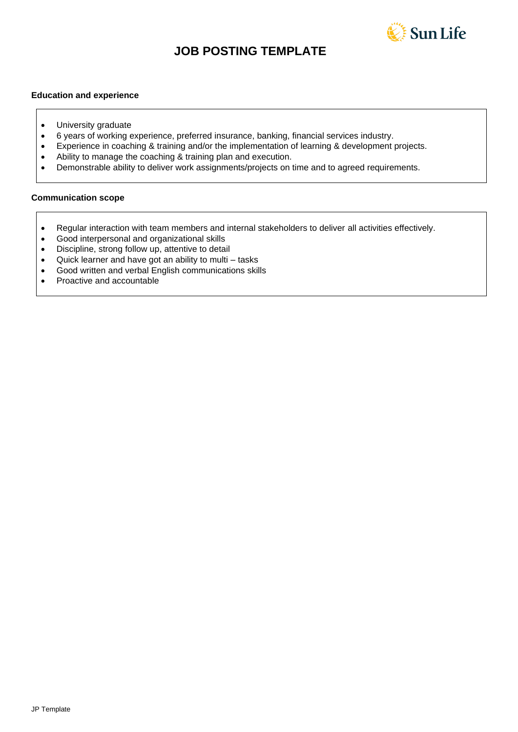# JOB POSTING TEMPLATE

**Education and experience**

- University graduate
- 6 years of working experience, preferred insurance, banking, financial services industry.
- Experience in coaching & training and/or the implementation of learning & development projects.
- Ability to manage the coaching & training plan and execution.
- Demonstrable ability to deliver work assignments/projects on time and to agreed requirements.

**Communication scope**

- Regular interaction with team members and internal stakeholders to deliver all activities effectively.
- Good interpersonal and organizational skills
- Discipline, strong follow up, attentive to detail
- Quick learner and have got an ability to multi – tasks
- Good written and verbal English communications skills
- Proactive and accountable